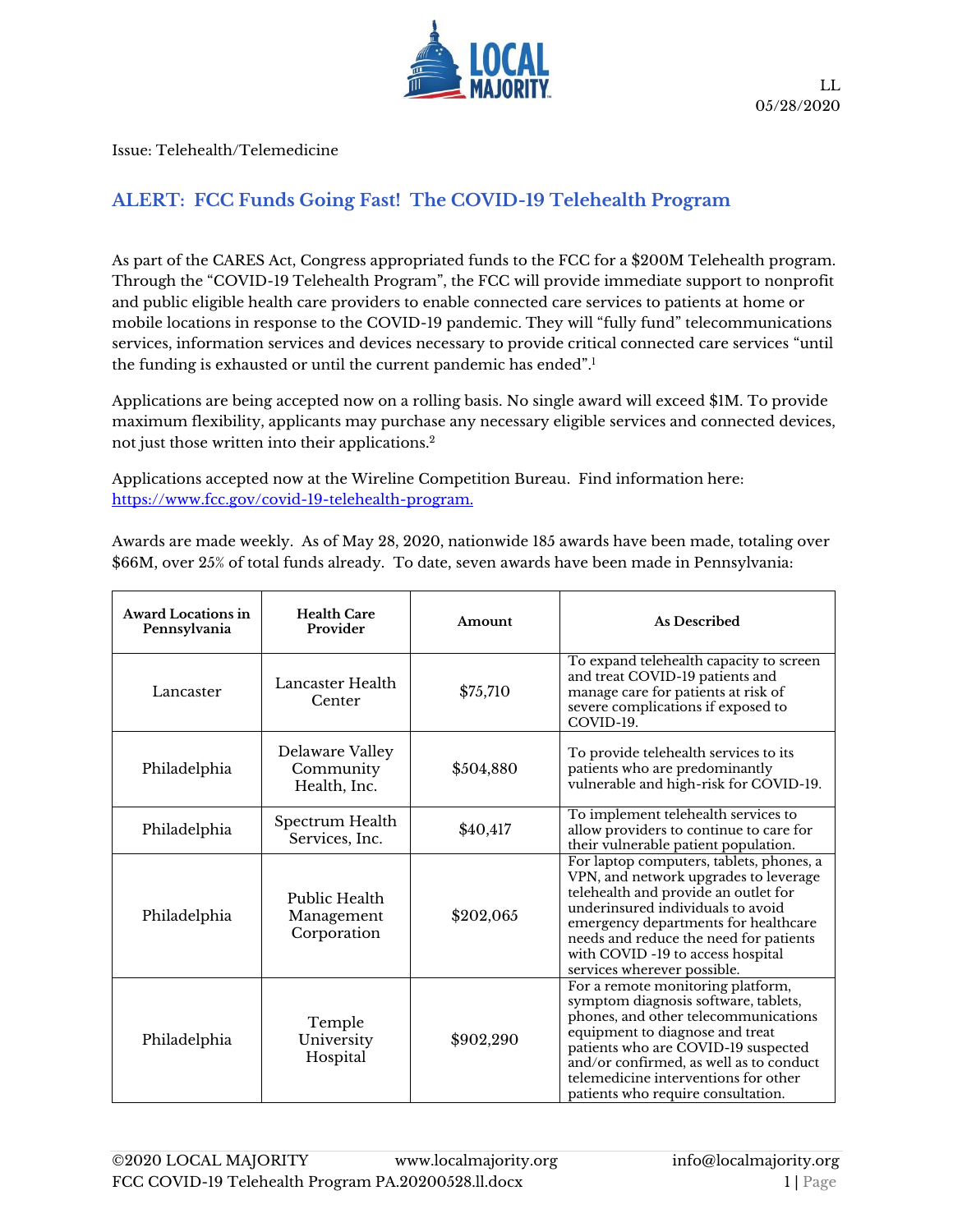LL
05/28/2020

Issue: Telehealth/Telemedicine

## ALERT: FCC Funds Going Fast! The COVID-19 Telehealth Program

As part of the CARES Act, Congress appropriated funds to the FCC for a $200M Telehealth program. Through the "COVID-19 Telehealth Program", the FCC will provide immediate support to nonprofit and public eligible health care providers to enable connected care services to patients at home or mobile locations in response to the COVID-19 pandemic. They will "fully fund" telecommunications services, information services and devices necessary to provide critical connected care services "until the funding is exhausted or until the current pandemic has ended".[1]

Applications are being accepted now on a rolling basis. No single award will exceed $1M. To provide maximum flexibility, applicants may purchase any necessary eligible services and connected devices, not just those written into their applications.[2]

Applications accepted now at the Wireline Competition Bureau. Find information here: [https://www.fcc.gov/covid-19-telehealth-program.](https://www.fcc.gov/covid-19-telehealth-program)

Awards are made weekly. As of May 28, 2020, nationwide 185 awards have been made, totaling over $66M, over 25% of total funds already. To date, seven awards have been made in Pennsylvania:

| Award Locations in Pennsylvania | Health Care Provider | Amount | As Described |
|---|---|---|---|
| Lancaster | Lancaster Health Center | $75,710 | To expand telehealth capacity to screen and treat COVID-19 patients and manage care for patients at risk of severe complications if exposed to COVID-19. |
| Philadelphia | Delaware Valley Community Health, Inc. | $504,880 | To provide telehealth services to its patients who are predominantly vulnerable and high-risk for COVID-19. |
| Philadelphia | Spectrum Health Services, Inc. | $40,417 | To implement telehealth services to allow providers to continue to care for their vulnerable patient population. |
| Philadelphia | Public Health Management Corporation | $202,065 | For laptop computers, tablets, phones, a VPN, and network upgrades to leverage telehealth and provide an outlet for underinsured individuals to avoid emergency departments for healthcare needs and reduce the need for patients with COVID -19 to access hospital services wherever possible. |
| Philadelphia | Temple University Hospital | $902,290 | For a remote monitoring platform, symptom diagnosis software, tablets, phones, and other telecommunications equipment to diagnose and treat patients who are COVID-19 suspected and/or confirmed, as well as to conduct telemedicine interventions for other patients who require consultation. |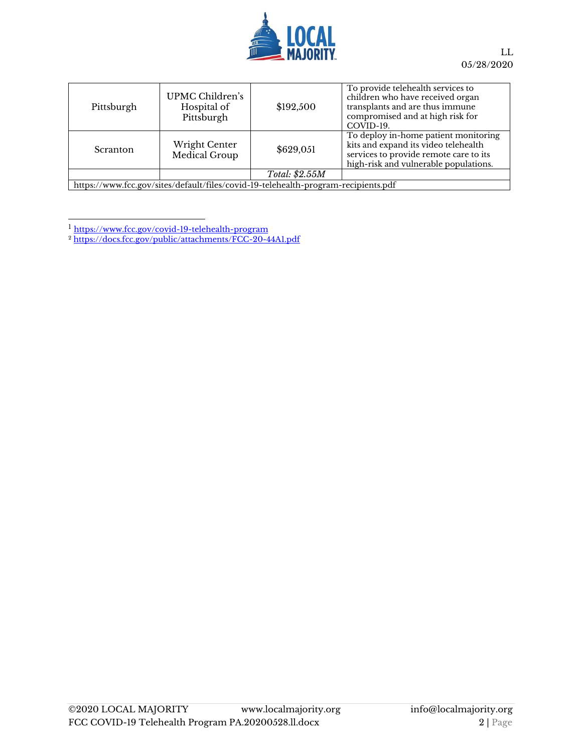| | | | |
|---|---|---|---|
| Pittsburgh | UPMC Children's Hospital of Pittsburgh | $192,500 | To provide telehealth services to children who have received organ transplants and are thus immune compromised and at high risk for COVID-19. |
| Scranton | Wright Center Medical Group | $629,051 | To deploy in-home patient monitoring kits and expand its video telehealth services to provide remote care to its high-risk and vulnerable populations. |
| | | *Total: $2.55M* | |
| https://www.fcc.gov/sites/default/files/covid-19-telehealth-program-recipients.pdf | | | |

[1] https://www.fcc.gov/covid-19-telehealth-program
[2] https://docs.fcc.gov/public/attachments/FCC-20-44A1.pdf